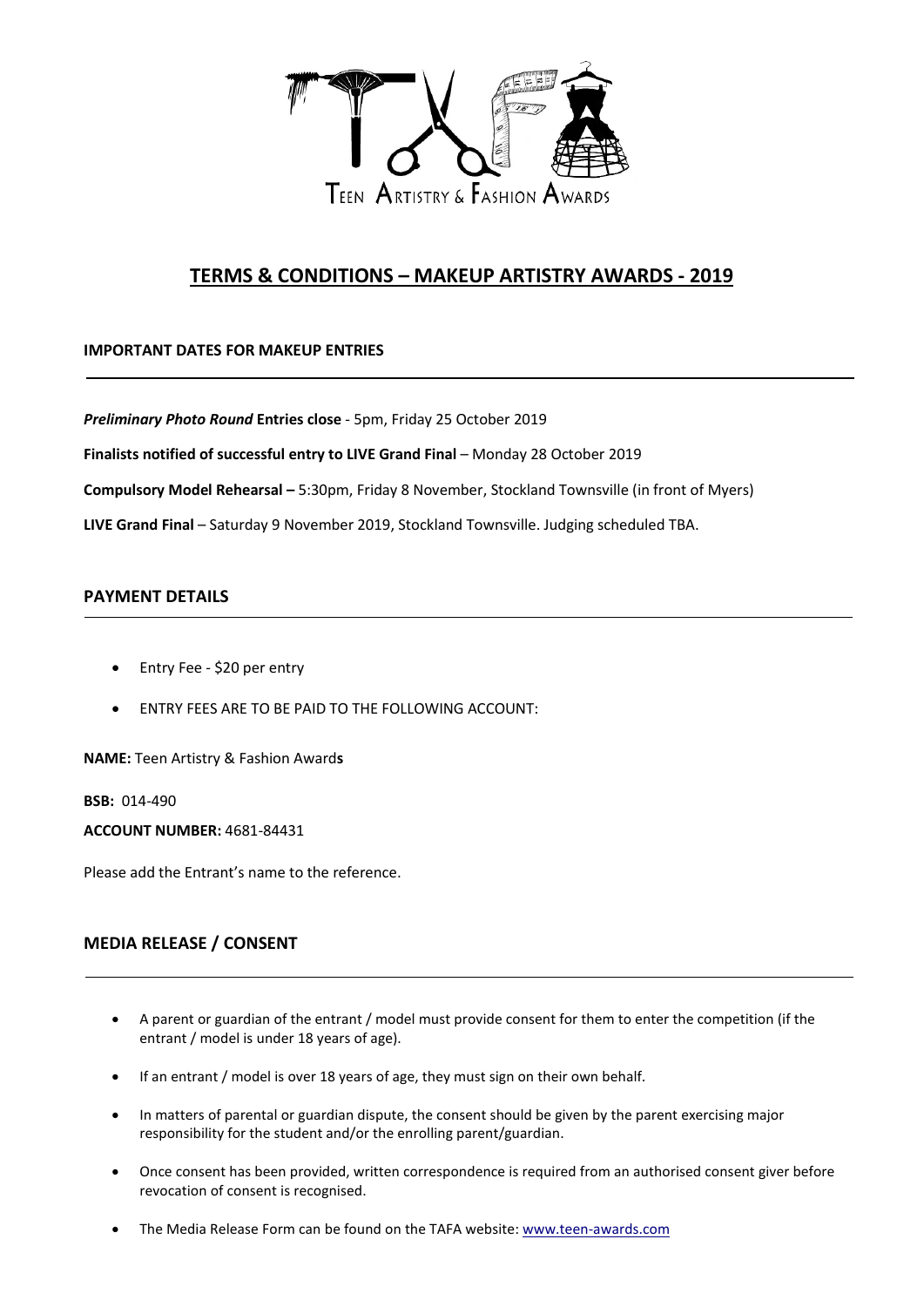TEEN ARTISTRY & FASHION AWARDS

# TERMS & CONDITIONS – MAKEUP ARTISTRY AWARDS - 2019

**IMPORTANT DATES FOR MAKEUP ENTRIES**

***Preliminary Photo Round* Entries close** - 5pm, Friday 25 October 2019

**Finalists notified of successful entry to LIVE Grand Final** – Monday 28 October 2019

**Compulsory Model Rehearsal –** 5:30pm, Friday 8 November, Stockland Townsville (in front of Myers)

**LIVE Grand Final** – Saturday 9 November 2019, Stockland Townsville. Judging scheduled TBA.

## PAYMENT DETAILS

- Entry Fee - $20 per entry
- ENTRY FEES ARE TO BE PAID TO THE FOLLOWING ACCOUNT:

**NAME:** Teen Artistry & Fashion Awards

**BSB:** 014-490

**ACCOUNT NUMBER:** 4681-84431

Please add the Entrant's name to the reference.

## MEDIA RELEASE / CONSENT

- A parent or guardian of the entrant / model must provide consent for them to enter the competition (if the entrant / model is under 18 years of age).
- If an entrant / model is over 18 years of age, they must sign on their own behalf.
- In matters of parental or guardian dispute, the consent should be given by the parent exercising major responsibility for the student and/or the enrolling parent/guardian.
- Once consent has been provided, written correspondence is required from an authorised consent giver before revocation of consent is recognised.
- The Media Release Form can be found on the TAFA website: www.teen-awards.com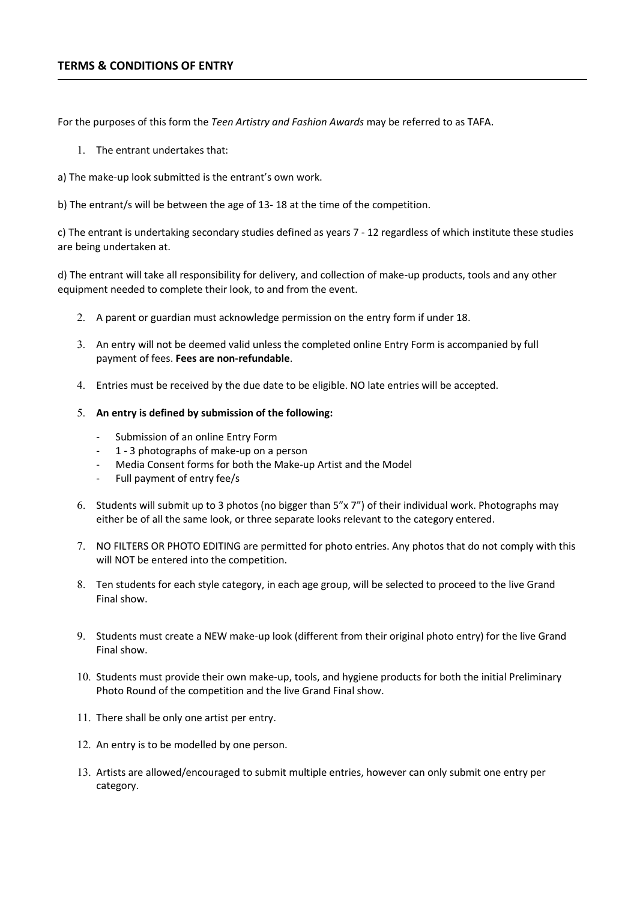## TERMS & CONDITIONS OF ENTRY

For the purposes of this form the *Teen Artistry and Fashion Awards* may be referred to as TAFA.

1. The entrant undertakes that:

a) The make-up look submitted is the entrant's own work.

b) The entrant/s will be between the age of 13- 18 at the time of the competition.

c) The entrant is undertaking secondary studies defined as years 7 - 12 regardless of which institute these studies are being undertaken at.

d) The entrant will take all responsibility for delivery, and collection of make-up products, tools and any other equipment needed to complete their look, to and from the event.

2. A parent or guardian must acknowledge permission on the entry form if under 18.

3. An entry will not be deemed valid unless the completed online Entry Form is accompanied by full payment of fees. **Fees are non-refundable**.

4. Entries must be received by the due date to be eligible. NO late entries will be accepted.

5. **An entry is defined by submission of the following:**
   - Submission of an online Entry Form
   - 1 - 3 photographs of make-up on a person
   - Media Consent forms for both the Make-up Artist and the Model
   - Full payment of entry fee/s

6. Students will submit up to 3 photos (no bigger than 5"x 7") of their individual work. Photographs may either be of all the same look, or three separate looks relevant to the category entered.

7. NO FILTERS OR PHOTO EDITING are permitted for photo entries. Any photos that do not comply with this will NOT be entered into the competition.

8. Ten students for each style category, in each age group, will be selected to proceed to the live Grand Final show.

9. Students must create a NEW make-up look (different from their original photo entry) for the live Grand Final show.

10. Students must provide their own make-up, tools, and hygiene products for both the initial Preliminary Photo Round of the competition and the live Grand Final show.

11. There shall be only one artist per entry.

12. An entry is to be modelled by one person.

13. Artists are allowed/encouraged to submit multiple entries, however can only submit one entry per category.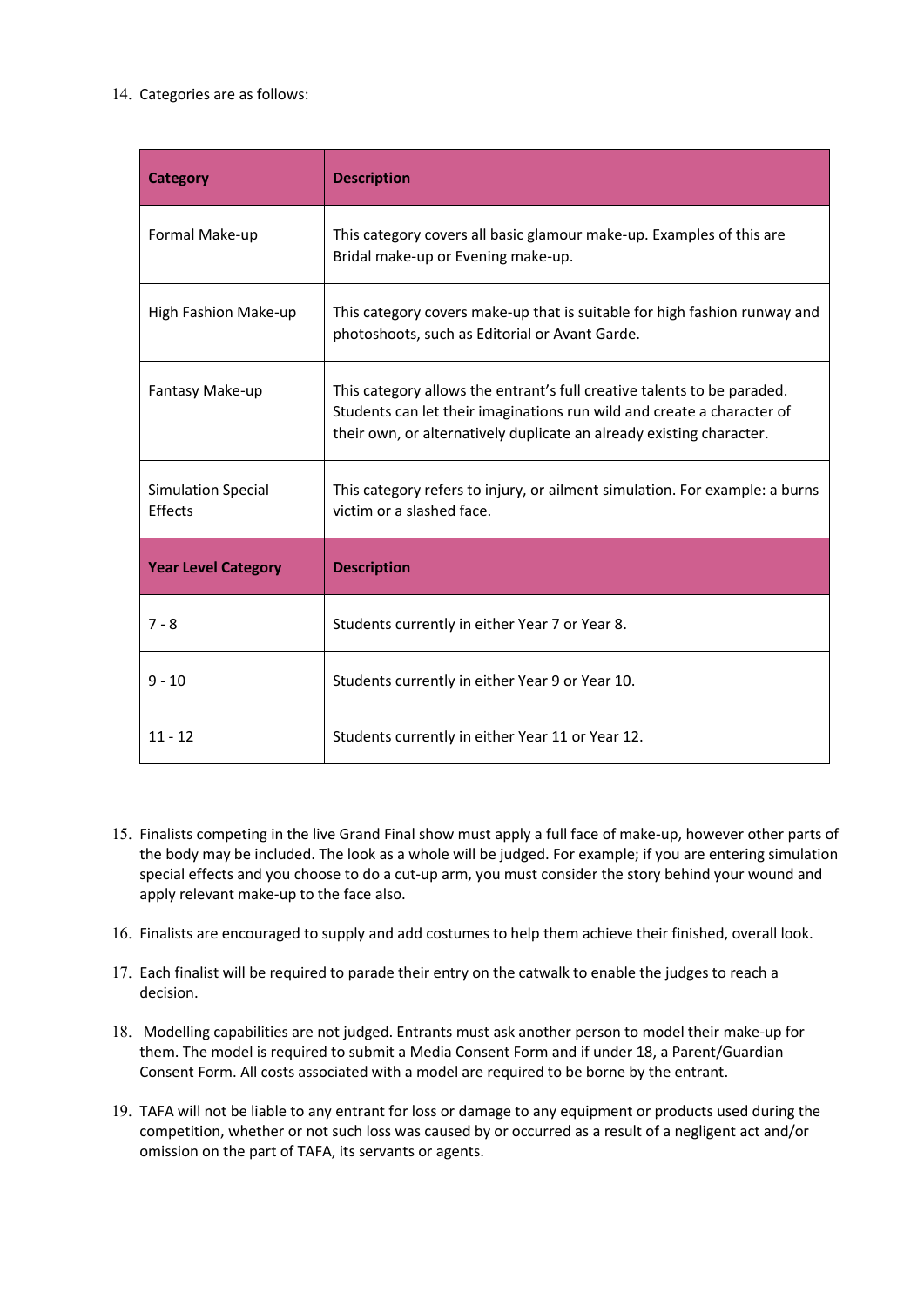14. Categories are as follows:

| Category | Description |
|---|---|
| Formal Make-up | This category covers all basic glamour make-up. Examples of this are Bridal make-up or Evening make-up. |
| High Fashion Make-up | This category covers make-up that is suitable for high fashion runway and photoshoots, such as Editorial or Avant Garde. |
| Fantasy Make-up | This category allows the entrant's full creative talents to be paraded. Students can let their imaginations run wild and create a character of their own, or alternatively duplicate an already existing character. |
| Simulation Special Effects | This category refers to injury, or ailment simulation. For example: a burns victim or a slashed face. |
| **Year Level Category** | **Description** |
| 7 - 8 | Students currently in either Year 7 or Year 8. |
| 9 - 10 | Students currently in either Year 9 or Year 10. |
| 11 - 12 | Students currently in either Year 11 or Year 12. |

15. Finalists competing in the live Grand Final show must apply a full face of make-up, however other parts of the body may be included. The look as a whole will be judged. For example; if you are entering simulation special effects and you choose to do a cut-up arm, you must consider the story behind your wound and apply relevant make-up to the face also.

16. Finalists are encouraged to supply and add costumes to help them achieve their finished, overall look.

17. Each finalist will be required to parade their entry on the catwalk to enable the judges to reach a decision.

18. Modelling capabilities are not judged. Entrants must ask another person to model their make-up for them. The model is required to submit a Media Consent Form and if under 18, a Parent/Guardian Consent Form. All costs associated with a model are required to be borne by the entrant.

19. TAFA will not be liable to any entrant for loss or damage to any equipment or products used during the competition, whether or not such loss was caused by or occurred as a result of a negligent act and/or omission on the part of TAFA, its servants or agents.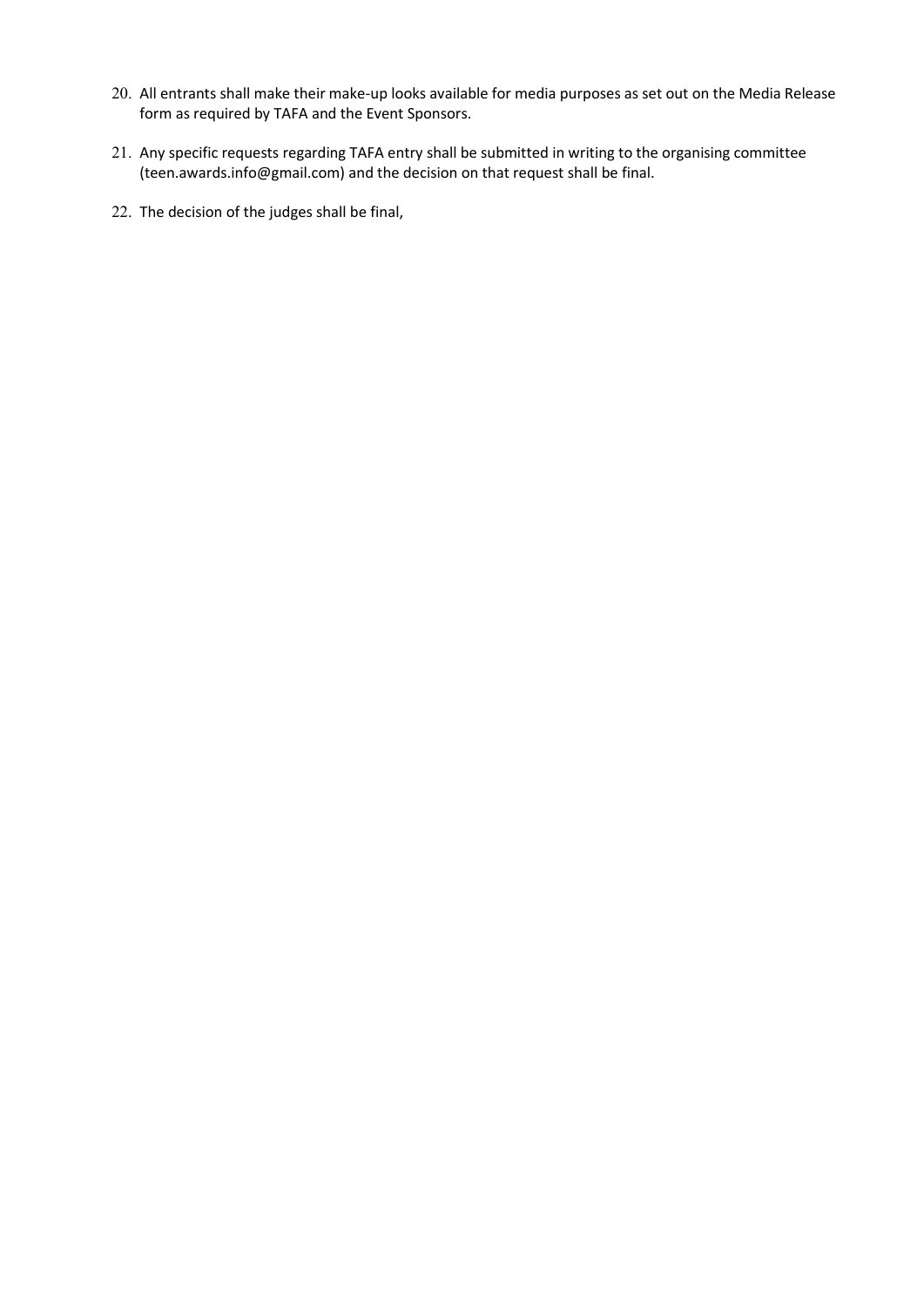20. All entrants shall make their make-up looks available for media purposes as set out on the Media Release form as required by TAFA and the Event Sponsors.

21. Any specific requests regarding TAFA entry shall be submitted in writing to the organising committee (teen.awards.info@gmail.com) and the decision on that request shall be final.

22. The decision of the judges shall be final,